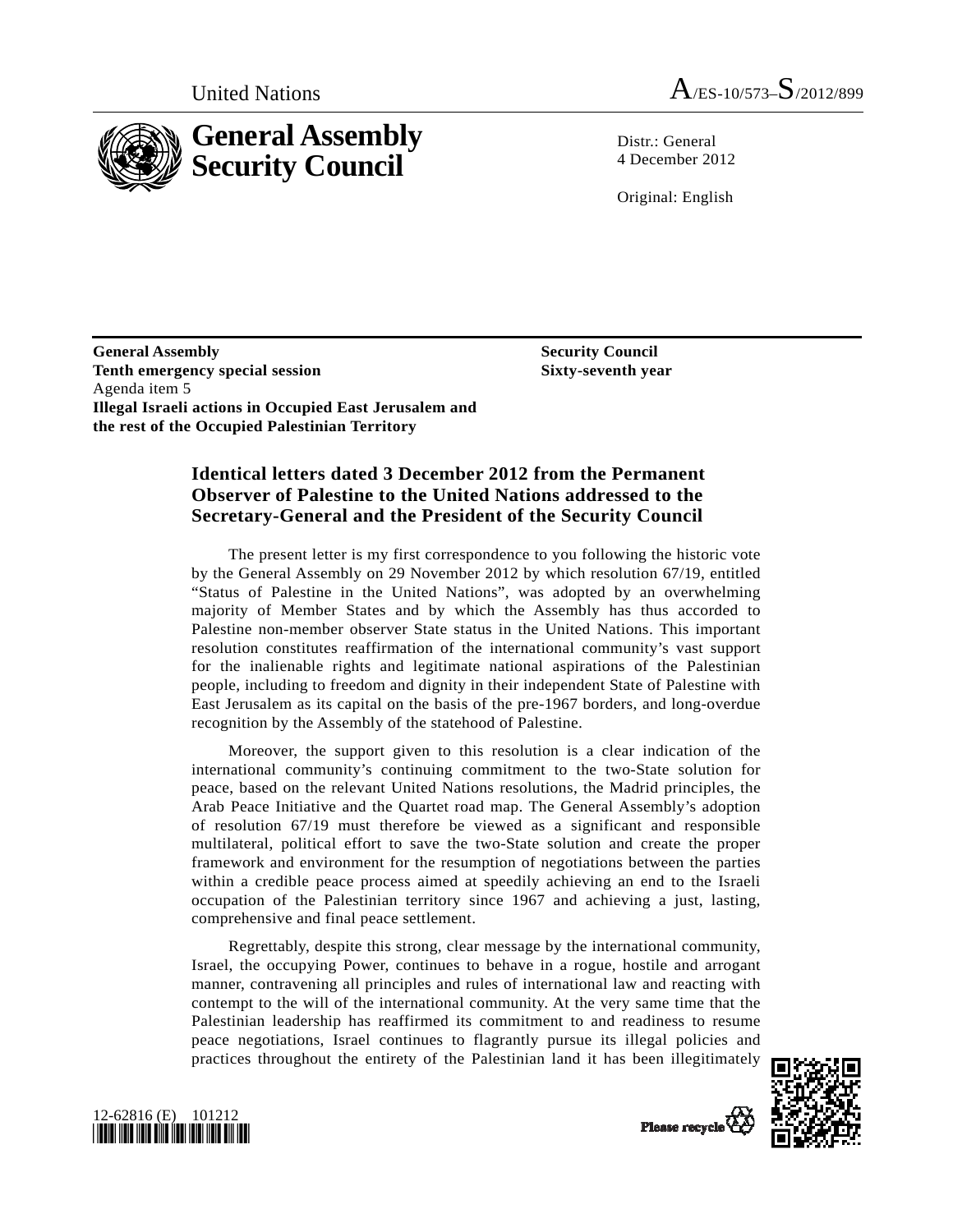United Nations A/ES-10/573–S/2012/899

# General Assembly Security Council

Distr.: General
4 December 2012

Original: English

**General Assembly**
**Tenth emergency special session**
Agenda item 5
**Illegal Israeli actions in Occupied East Jerusalem and the rest of the Occupied Palestinian Territory**

**Security Council**
**Sixty-seventh year**

## Identical letters dated 3 December 2012 from the Permanent Observer of Palestine to the United Nations addressed to the Secretary-General and the President of the Security Council

The present letter is my first correspondence to you following the historic vote by the General Assembly on 29 November 2012 by which resolution 67/19, entitled "Status of Palestine in the United Nations", was adopted by an overwhelming majority of Member States and by which the Assembly has thus accorded to Palestine non-member observer State status in the United Nations. This important resolution constitutes reaffirmation of the international community's vast support for the inalienable rights and legitimate national aspirations of the Palestinian people, including to freedom and dignity in their independent State of Palestine with East Jerusalem as its capital on the basis of the pre-1967 borders, and long-overdue recognition by the Assembly of the statehood of Palestine.

Moreover, the support given to this resolution is a clear indication of the international community's continuing commitment to the two-State solution for peace, based on the relevant United Nations resolutions, the Madrid principles, the Arab Peace Initiative and the Quartet road map. The General Assembly's adoption of resolution 67/19 must therefore be viewed as a significant and responsible multilateral, political effort to save the two-State solution and create the proper framework and environment for the resumption of negotiations between the parties within a credible peace process aimed at speedily achieving an end to the Israeli occupation of the Palestinian territory since 1967 and achieving a just, lasting, comprehensive and final peace settlement.

Regrettably, despite this strong, clear message by the international community, Israel, the occupying Power, continues to behave in a rogue, hostile and arrogant manner, contravening all principles and rules of international law and reacting with contempt to the will of the international community. At the very same time that the Palestinian leadership has reaffirmed its commitment to and readiness to resume peace negotiations, Israel continues to flagrantly pursue its illegal policies and practices throughout the entirety of the Palestinian land it has been illegitimately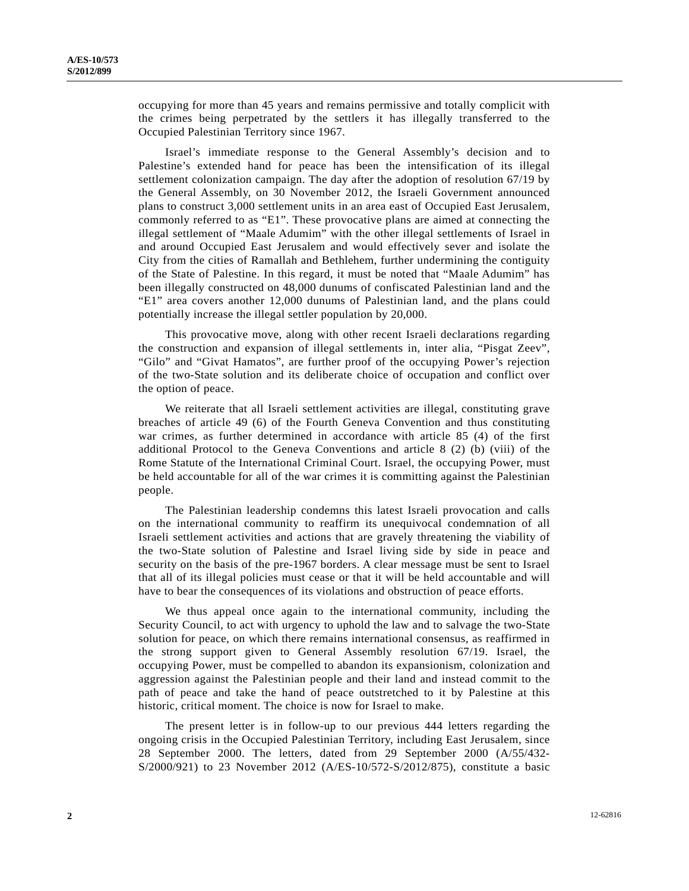occupying for more than 45 years and remains permissive and totally complicit with the crimes being perpetrated by the settlers it has illegally transferred to the Occupied Palestinian Territory since 1967.

Israel's immediate response to the General Assembly's decision and to Palestine's extended hand for peace has been the intensification of its illegal settlement colonization campaign. The day after the adoption of resolution 67/19 by the General Assembly, on 30 November 2012, the Israeli Government announced plans to construct 3,000 settlement units in an area east of Occupied East Jerusalem, commonly referred to as "E1". These provocative plans are aimed at connecting the illegal settlement of "Maale Adumim" with the other illegal settlements of Israel in and around Occupied East Jerusalem and would effectively sever and isolate the City from the cities of Ramallah and Bethlehem, further undermining the contiguity of the State of Palestine. In this regard, it must be noted that "Maale Adumim" has been illegally constructed on 48,000 dunums of confiscated Palestinian land and the "E1" area covers another 12,000 dunums of Palestinian land, and the plans could potentially increase the illegal settler population by 20,000.

This provocative move, along with other recent Israeli declarations regarding the construction and expansion of illegal settlements in, inter alia, "Pisgat Zeev", "Gilo" and "Givat Hamatos", are further proof of the occupying Power's rejection of the two-State solution and its deliberate choice of occupation and conflict over the option of peace.

We reiterate that all Israeli settlement activities are illegal, constituting grave breaches of article 49 (6) of the Fourth Geneva Convention and thus constituting war crimes, as further determined in accordance with article 85 (4) of the first additional Protocol to the Geneva Conventions and article 8 (2) (b) (viii) of the Rome Statute of the International Criminal Court. Israel, the occupying Power, must be held accountable for all of the war crimes it is committing against the Palestinian people.

The Palestinian leadership condemns this latest Israeli provocation and calls on the international community to reaffirm its unequivocal condemnation of all Israeli settlement activities and actions that are gravely threatening the viability of the two-State solution of Palestine and Israel living side by side in peace and security on the basis of the pre-1967 borders. A clear message must be sent to Israel that all of its illegal policies must cease or that it will be held accountable and will have to bear the consequences of its violations and obstruction of peace efforts.

We thus appeal once again to the international community, including the Security Council, to act with urgency to uphold the law and to salvage the two-State solution for peace, on which there remains international consensus, as reaffirmed in the strong support given to General Assembly resolution 67/19. Israel, the occupying Power, must be compelled to abandon its expansionism, colonization and aggression against the Palestinian people and their land and instead commit to the path of peace and take the hand of peace outstretched to it by Palestine at this historic, critical moment. The choice is now for Israel to make.

The present letter is in follow-up to our previous 444 letters regarding the ongoing crisis in the Occupied Palestinian Territory, including East Jerusalem, since 28 September 2000. The letters, dated from 29 September 2000 (A/55/432-S/2000/921) to 23 November 2012 (A/ES-10/572-S/2012/875), constitute a basic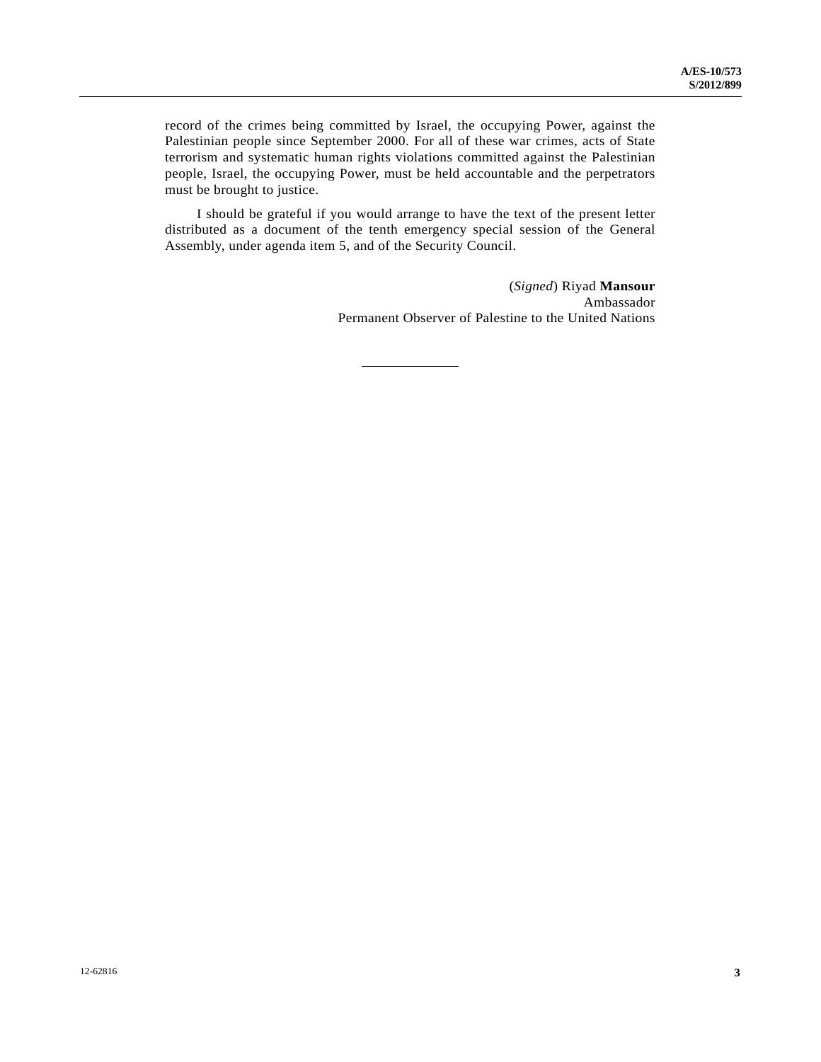record of the crimes being committed by Israel, the occupying Power, against the Palestinian people since September 2000. For all of these war crimes, acts of State terrorism and systematic human rights violations committed against the Palestinian people, Israel, the occupying Power, must be held accountable and the perpetrators must be brought to justice.

I should be grateful if you would arrange to have the text of the present letter distributed as a document of the tenth emergency special session of the General Assembly, under agenda item 5, and of the Security Council.

(*Signed*) Riyad **Mansour**
Ambassador
Permanent Observer of Palestine to the United Nations